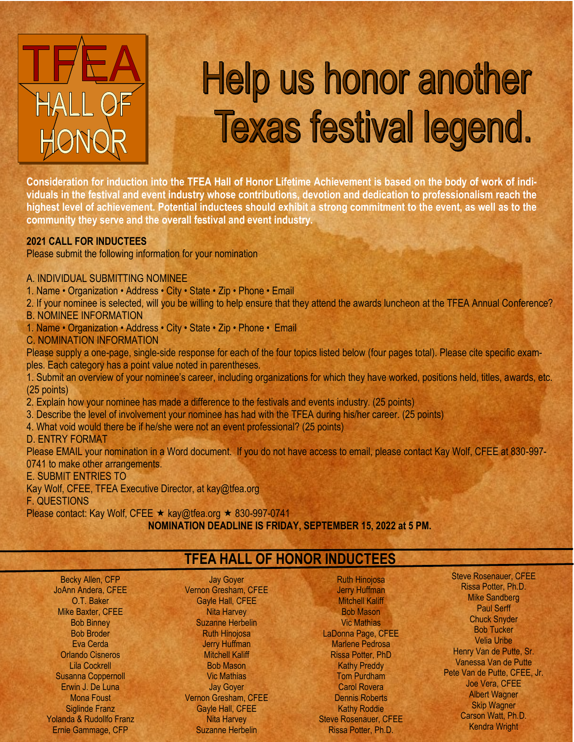TFEA HALL OF HONOR

# Help us honor another Texas festival legend.

**Consideration for induction into the TFEA Hall of Honor Lifetime Achievement is based on the body of work of individuals in the festival and event industry whose contributions, devotion and dedication to professionalism reach the highest level of achievement. Potential inductees should exhibit a strong commitment to the event, as well as to the community they serve and the overall festival and event industry.**

**2021 CALL FOR INDUCTEES**

Please submit the following information for your nomination

A. INDIVIDUAL SUBMITTING NOMINEE

1. Name • Organization • Address • City • State • Zip • Phone • Email
2. If your nominee is selected, will you be willing to help ensure that they attend the awards luncheon at the TFEA Annual Conference?

B. NOMINEE INFORMATION

1. Name • Organization • Address • City • State • Zip • Phone • Email

C. NOMINATION INFORMATION

Please supply a one-page, single-side response for each of the four topics listed below (four pages total). Please cite specific examples. Each category has a point value noted in parentheses.

1. Submit an overview of your nominee's career, including organizations for which they have worked, positions held, titles, awards, etc. (25 points)
2. Explain how your nominee has made a difference to the festivals and events industry. (25 points)
3. Describe the level of involvement your nominee has had with the TFEA during his/her career. (25 points)
4. What void would there be if he/she were not an event professional? (25 points)

D. ENTRY FORMAT

Please EMAIL your nomination in a Word document. If you do not have access to email, please contact Kay Wolf, CFEE at 830-997-0741 to make other arrangements.

E. SUBMIT ENTRIES TO

Kay Wolf, CFEE, TFEA Executive Director, at kay@tfea.org

F. QUESTIONS

Please contact: Kay Wolf, CFEE ★ kay@tfea.org ★ 830-997-0741

**NOMINATION DEADLINE IS FRIDAY, SEPTEMBER 15, 2022 at 5 PM.**

## TFEA HALL OF HONOR INDUCTEES

Becky Allen, CFP
JoAnn Andera, CFEE
O.T. Baker
Mike Baxter, CFEE
Bob Binney
Bob Broder
Eva Cerda
Orlando Cisneros
Lila Cockrell
Susanna Coppernoll
Erwin J. De Luna
Mona Foust
Siglinde Franz
Yolanda & Rudollfo Franz
Ernie Gammage, CFP

Jay Goyer
Vernon Gresham, CFEE
Gayle Hall, CFEE
Nita Harvey
Suzanne Herbelin
Ruth Hinojosa
Jerry Huffman
Mitchell Kaliff
Bob Mason
Vic Mathias
Jay Goyer
Vernon Gresham, CFEE
Gayle Hall, CFEE
Nita Harvey
Suzanne Herbelin

Ruth Hinojosa
Jerry Huffman
Mitchell Kaliff
Bob Mason
Vic Mathias
LaDonna Page, CFEE
Marlene Pedrosa
Rissa Potter, PhD
Kathy Preddy
Tom Purdham
Carol Rovera
Dennis Roberts
Kathy Roddie
Steve Rosenauer, CFEE
Rissa Potter, Ph.D.

Steve Rosenauer, CFEE
Rissa Potter, Ph.D.
Mike Sandberg
Paul Serff
Chuck Snyder
Bob Tucker
Velia Uribe
Henry Van de Putte, Sr.
Vanessa Van de Putte
Pete Van de Putte, CFEE, Jr.
Joe Vera, CFEE
Albert Wagner
Skip Wagner
Carson Watt, Ph.D.
Kendra Wright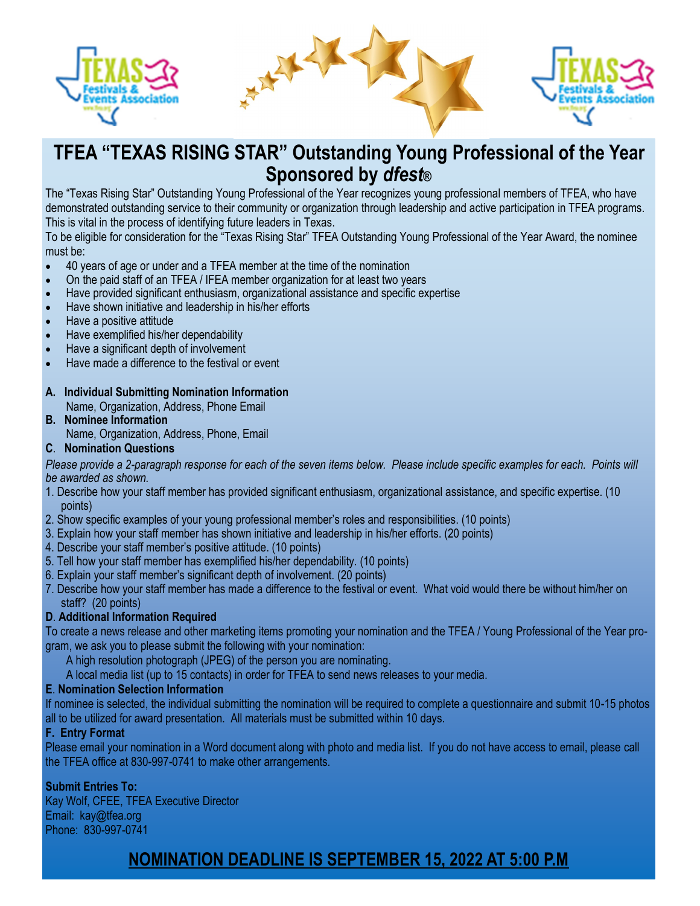# TFEA "TEXAS RISING STAR" Outstanding Young Professional of the Year Sponsored by *dfest*®

The "Texas Rising Star" Outstanding Young Professional of the Year recognizes young professional members of TFEA, who have demonstrated outstanding service to their community or organization through leadership and active participation in TFEA programs. This is vital in the process of identifying future leaders in Texas.

To be eligible for consideration for the "Texas Rising Star" TFEA Outstanding Young Professional of the Year Award, the nominee must be:

- 40 years of age or under and a TFEA member at the time of the nomination
- On the paid staff of an TFEA / IFEA member organization for at least two years
- Have provided significant enthusiasm, organizational assistance and specific expertise
- Have shown initiative and leadership in his/her efforts
- Have a positive attitude
- Have exemplified his/her dependability
- Have a significant depth of involvement
- Have made a difference to the festival or event

**A. Individual Submitting Nomination Information**
Name, Organization, Address, Phone Email

**B. Nominee Information**
Name, Organization, Address, Phone, Email

**C. Nomination Questions**

*Please provide a 2-paragraph response for each of the seven items below. Please include specific examples for each. Points will be awarded as shown.*

1. Describe how your staff member has provided significant enthusiasm, organizational assistance, and specific expertise. (10 points)
2. Show specific examples of your young professional member's roles and responsibilities. (10 points)
3. Explain how your staff member has shown initiative and leadership in his/her efforts. (20 points)
4. Describe your staff member's positive attitude. (10 points)
5. Tell how your staff member has exemplified his/her dependability. (10 points)
6. Explain your staff member's significant depth of involvement. (20 points)
7. Describe how your staff member has made a difference to the festival or event. What void would there be without him/her on staff? (20 points)

**D. Additional Information Required**

To create a news release and other marketing items promoting your nomination and the TFEA / Young Professional of the Year program, we ask you to please submit the following with your nomination:

A high resolution photograph (JPEG) of the person you are nominating.
A local media list (up to 15 contacts) in order for TFEA to send news releases to your media.

**E. Nomination Selection Information**

If nominee is selected, the individual submitting the nomination will be required to complete a questionnaire and submit 10-15 photos all to be utilized for award presentation. All materials must be submitted within 10 days.

**F. Entry Format**

Please email your nomination in a Word document along with photo and media list. If you do not have access to email, please call the TFEA office at 830-997-0741 to make other arrangements.

**Submit Entries To:**
Kay Wolf, CFEE, TFEA Executive Director
Email: kay@tfea.org
Phone: 830-997-0741

**NOMINATION DEADLINE IS SEPTEMBER 15, 2022 AT 5:00 P.M**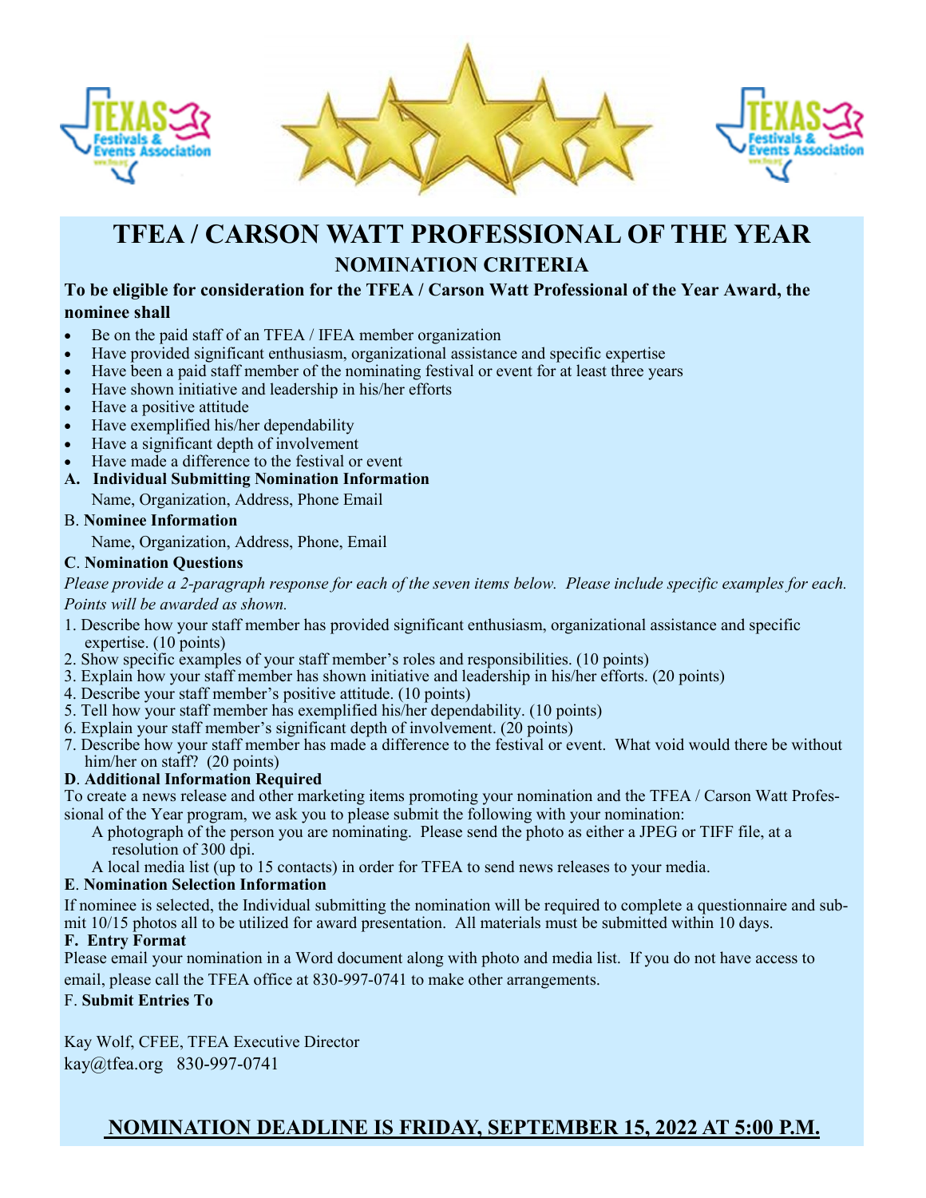# TFEA / CARSON WATT PROFESSIONAL OF THE YEAR

## NOMINATION CRITERIA

**To be eligible for consideration for the TFEA / Carson Watt Professional of the Year Award, the nominee shall**

- Be on the paid staff of an TFEA / IFEA member organization
- Have provided significant enthusiasm, organizational assistance and specific expertise
- Have been a paid staff member of the nominating festival or event for at least three years
- Have shown initiative and leadership in his/her efforts
- Have a positive attitude
- Have exemplified his/her dependability
- Have a significant depth of involvement
- Have made a difference to the festival or event

**A. Individual Submitting Nomination Information**

Name, Organization, Address, Phone Email

B. **Nominee Information**

Name, Organization, Address, Phone, Email

**C**. **Nomination Questions**

*Please provide a 2-paragraph response for each of the seven items below. Please include specific examples for each. Points will be awarded as shown.*

1. Describe how your staff member has provided significant enthusiasm, organizational assistance and specific expertise. (10 points)
2. Show specific examples of your staff member's roles and responsibilities. (10 points)
3. Explain how your staff member has shown initiative and leadership in his/her efforts. (20 points)
4. Describe your staff member's positive attitude. (10 points)
5. Tell how your staff member has exemplified his/her dependability. (10 points)
6. Explain your staff member's significant depth of involvement. (20 points)
7. Describe how your staff member has made a difference to the festival or event. What void would there be without him/her on staff? (20 points)

**D**. **Additional Information Required**

To create a news release and other marketing items promoting your nomination and the TFEA / Carson Watt Professional of the Year program, we ask you to please submit the following with your nomination:

A photograph of the person you are nominating. Please send the photo as either a JPEG or TIFF file, at a resolution of 300 dpi.

A local media list (up to 15 contacts) in order for TFEA to send news releases to your media.

**E**. **Nomination Selection Information**

If nominee is selected, the Individual submitting the nomination will be required to complete a questionnaire and submit 10/15 photos all to be utilized for award presentation. All materials must be submitted within 10 days.

**F. Entry Format**

Please email your nomination in a Word document along with photo and media list. If you do not have access to email, please call the TFEA office at 830-997-0741 to make other arrangements.

F. **Submit Entries To**

Kay Wolf, CFEE, TFEA Executive Director
kay@tfea.org 830-997-0741

**NOMINATION DEADLINE IS FRIDAY, SEPTEMBER 15, 2022 AT 5:00 P.M.**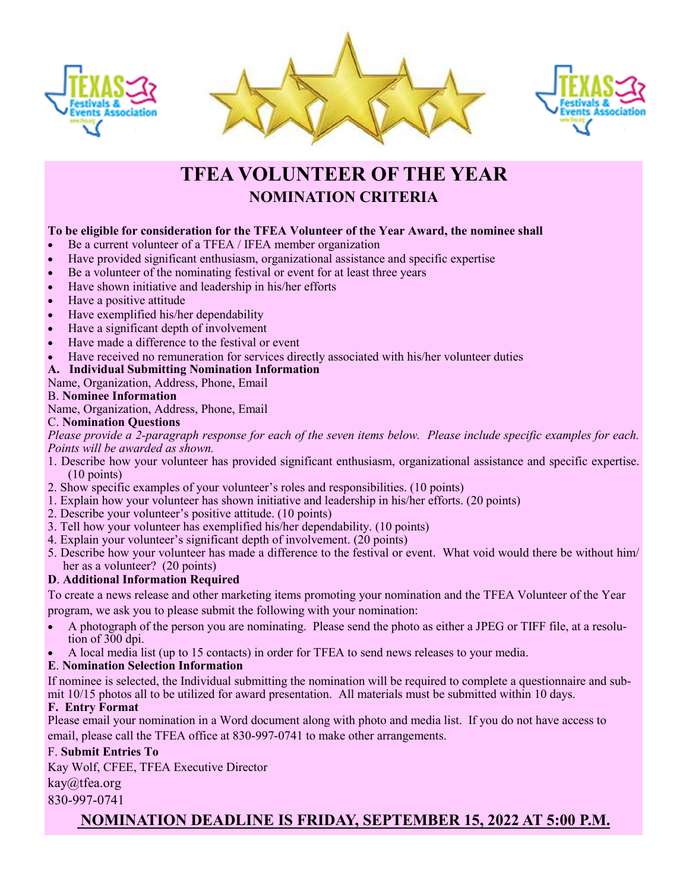# TFEA VOLUNTEER OF THE YEAR

## NOMINATION CRITERIA

**To be eligible for consideration for the TFEA Volunteer of the Year Award, the nominee shall**

- Be a current volunteer of a TFEA / IFEA member organization
- Have provided significant enthusiasm, organizational assistance and specific expertise
- Be a volunteer of the nominating festival or event for at least three years
- Have shown initiative and leadership in his/her efforts
- Have a positive attitude
- Have exemplified his/her dependability
- Have a significant depth of involvement
- Have made a difference to the festival or event
- Have received no remuneration for services directly associated with his/her volunteer duties

**A. Individual Submitting Nomination Information**

Name, Organization, Address, Phone, Email

B. **Nominee Information**

Name, Organization, Address, Phone, Email

C. **Nomination Questions**

*Please provide a 2-paragraph response for each of the seven items below. Please include specific examples for each. Points will be awarded as shown.*

1. Describe how your volunteer has provided significant enthusiasm, organizational assistance and specific expertise. (10 points)
2. Show specific examples of your volunteer's roles and responsibilities. (10 points)
1. Explain how your volunteer has shown initiative and leadership in his/her efforts. (20 points)
2. Describe your volunteer's positive attitude. (10 points)
3. Tell how your volunteer has exemplified his/her dependability. (10 points)
4. Explain your volunteer's significant depth of involvement. (20 points)
5. Describe how your volunteer has made a difference to the festival or event. What void would there be without him/her as a volunteer? (20 points)

**D**. **Additional Information Required**

To create a news release and other marketing items promoting your nomination and the TFEA Volunteer of the Year program, we ask you to please submit the following with your nomination:

- A photograph of the person you are nominating. Please send the photo as either a JPEG or TIFF file, at a resolution of 300 dpi.
- A local media list (up to 15 contacts) in order for TFEA to send news releases to your media.

**E**. **Nomination Selection Information**

If nominee is selected, the Individual submitting the nomination will be required to complete a questionnaire and submit 10/15 photos all to be utilized for award presentation. All materials must be submitted within 10 days.

**F. Entry Format**

Please email your nomination in a Word document along with photo and media list. If you do not have access to email, please call the TFEA office at 830-997-0741 to make other arrangements.

F. **Submit Entries To**

Kay Wolf, CFEE, TFEA Executive Director

kay@tfea.org

830-997-0741

**NOMINATION DEADLINE IS FRIDAY, SEPTEMBER 15, 2022 AT 5:00 P.M.**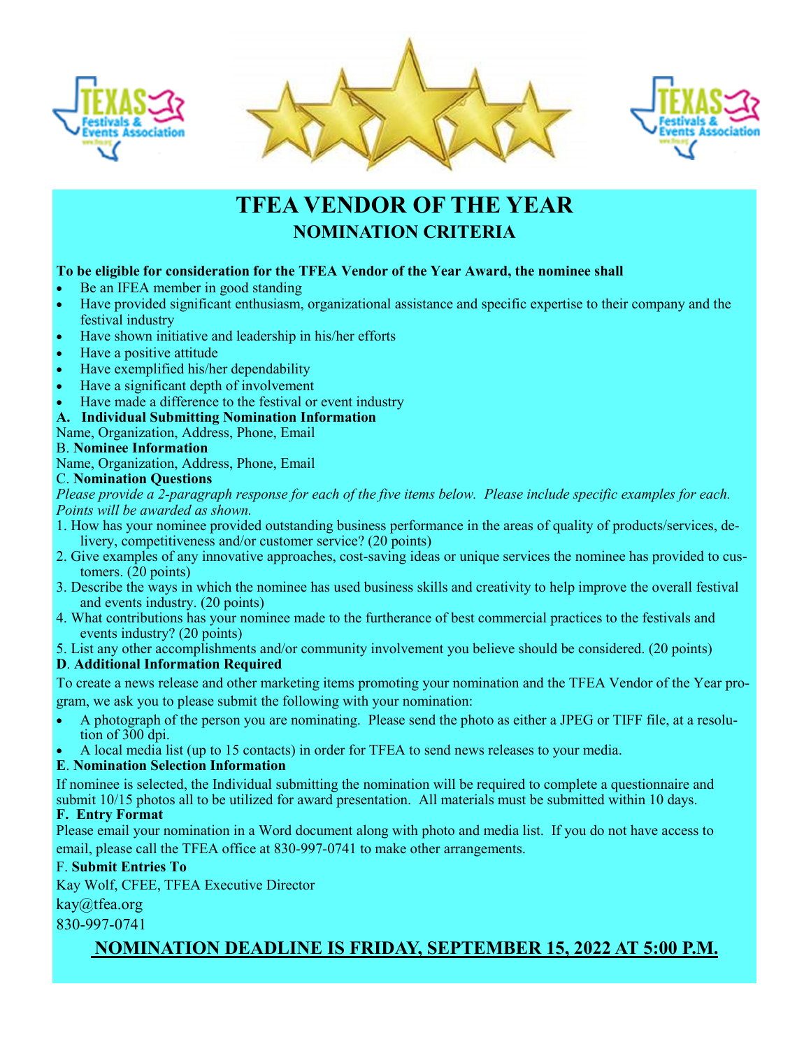# TFEA VENDOR OF THE YEAR

## NOMINATION CRITERIA

**To be eligible for consideration for the TFEA Vendor of the Year Award, the nominee shall**

- Be an IFEA member in good standing
- Have provided significant enthusiasm, organizational assistance and specific expertise to their company and the festival industry
- Have shown initiative and leadership in his/her efforts
- Have a positive attitude
- Have exemplified his/her dependability
- Have a significant depth of involvement
- Have made a difference to the festival or event industry

**A. Individual Submitting Nomination Information**

Name, Organization, Address, Phone, Email

B. **Nominee Information**

Name, Organization, Address, Phone, Email

C. **Nomination Questions**

*Please provide a 2-paragraph response for each of the five items below. Please include specific examples for each. Points will be awarded as shown.*

1. How has your nominee provided outstanding business performance in the areas of quality of products/services, delivery, competitiveness and/or customer service? (20 points)
2. Give examples of any innovative approaches, cost-saving ideas or unique services the nominee has provided to customers. (20 points)
3. Describe the ways in which the nominee has used business skills and creativity to help improve the overall festival and events industry. (20 points)
4. What contributions has your nominee made to the furtherance of best commercial practices to the festivals and events industry? (20 points)
5. List any other accomplishments and/or community involvement you believe should be considered. (20 points)

**D**. **Additional Information Required**

To create a news release and other marketing items promoting your nomination and the TFEA Vendor of the Year program, we ask you to please submit the following with your nomination:

- A photograph of the person you are nominating. Please send the photo as either a JPEG or TIFF file, at a resolution of 300 dpi.
- A local media list (up to 15 contacts) in order for TFEA to send news releases to your media.

**E**. **Nomination Selection Information**

If nominee is selected, the Individual submitting the nomination will be required to complete a questionnaire and submit 10/15 photos all to be utilized for award presentation. All materials must be submitted within 10 days.

**F. Entry Format**

Please email your nomination in a Word document along with photo and media list. If you do not have access to email, please call the TFEA office at 830-997-0741 to make other arrangements.

F. **Submit Entries To**

Kay Wolf, CFEE, TFEA Executive Director

kay@tfea.org

830-997-0741

**NOMINATION DEADLINE IS FRIDAY, SEPTEMBER 15, 2022 AT 5:00 P.M.**